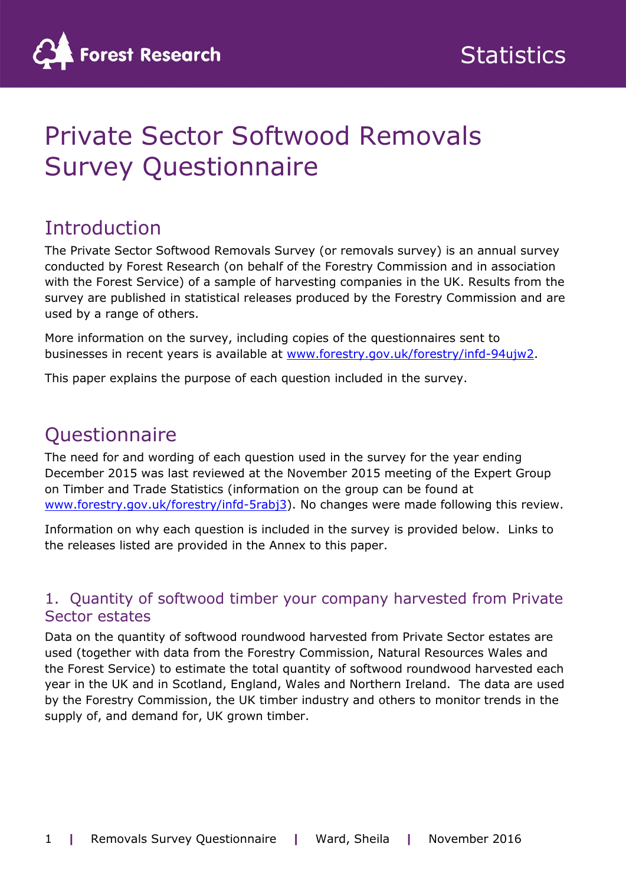Forest Research | Statistics

# Private Sector Softwood Removals Survey Questionnaire

## Introduction

The Private Sector Softwood Removals Survey (or removals survey) is an annual survey conducted by Forest Research (on behalf of the Forestry Commission and in association with the Forest Service) of a sample of harvesting companies in the UK. Results from the survey are published in statistical releases produced by the Forestry Commission and are used by a range of others.

More information on the survey, including copies of the questionnaires sent to businesses in recent years is available at www.forestry.gov.uk/forestry/infd-94ujw2.

This paper explains the purpose of each question included in the survey.

## Questionnaire

The need for and wording of each question used in the survey for the year ending December 2015 was last reviewed at the November 2015 meeting of the Expert Group on Timber and Trade Statistics (information on the group can be found at www.forestry.gov.uk/forestry/infd-5rabj3). No changes were made following this review.

Information on why each question is included in the survey is provided below. Links to the releases listed are provided in the Annex to this paper.

### 1. Quantity of softwood timber your company harvested from Private Sector estates

Data on the quantity of softwood roundwood harvested from Private Sector estates are used (together with data from the Forestry Commission, Natural Resources Wales and the Forest Service) to estimate the total quantity of softwood roundwood harvested each year in the UK and in Scotland, England, Wales and Northern Ireland. The data are used by the Forestry Commission, the UK timber industry and others to monitor trends in the supply of, and demand for, UK grown timber.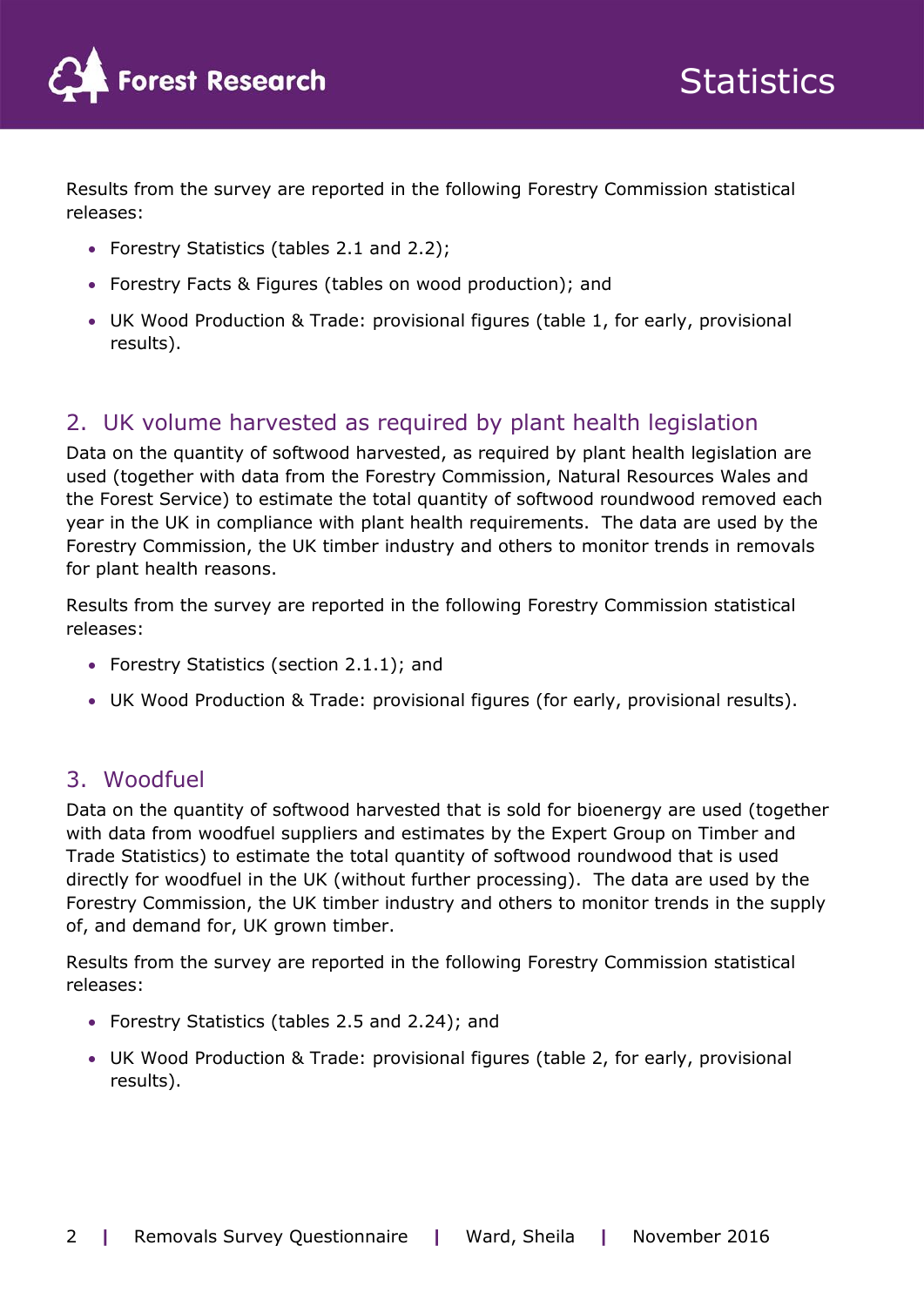Results from the survey are reported in the following Forestry Commission statistical releases:

- Forestry Statistics (tables 2.1 and 2.2);
- Forestry Facts & Figures (tables on wood production); and
- UK Wood Production & Trade: provisional figures (table 1, for early, provisional results).

## 2. UK volume harvested as required by plant health legislation

Data on the quantity of softwood harvested, as required by plant health legislation are used (together with data from the Forestry Commission, Natural Resources Wales and the Forest Service) to estimate the total quantity of softwood roundwood removed each year in the UK in compliance with plant health requirements. The data are used by the Forestry Commission, the UK timber industry and others to monitor trends in removals for plant health reasons.

Results from the survey are reported in the following Forestry Commission statistical releases:

- Forestry Statistics (section 2.1.1); and
- UK Wood Production & Trade: provisional figures (for early, provisional results).

## 3. Woodfuel

Data on the quantity of softwood harvested that is sold for bioenergy are used (together with data from woodfuel suppliers and estimates by the Expert Group on Timber and Trade Statistics) to estimate the total quantity of softwood roundwood that is used directly for woodfuel in the UK (without further processing). The data are used by the Forestry Commission, the UK timber industry and others to monitor trends in the supply of, and demand for, UK grown timber.

Results from the survey are reported in the following Forestry Commission statistical releases:

- Forestry Statistics (tables 2.5 and 2.24); and
- UK Wood Production & Trade: provisional figures (table 2, for early, provisional results).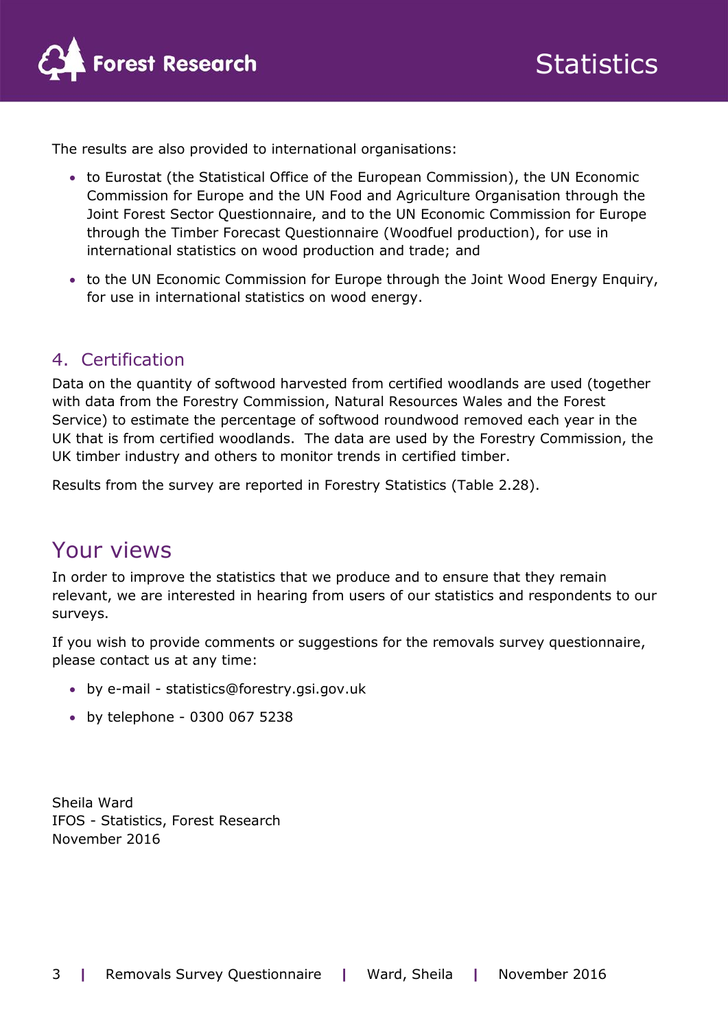The results are also provided to international organisations:

- to Eurostat (the Statistical Office of the European Commission), the UN Economic Commission for Europe and the UN Food and Agriculture Organisation through the Joint Forest Sector Questionnaire, and to the UN Economic Commission for Europe through the Timber Forecast Questionnaire (Woodfuel production), for use in international statistics on wood production and trade; and
- to the UN Economic Commission for Europe through the Joint Wood Energy Enquiry, for use in international statistics on wood energy.

## 4. Certification

Data on the quantity of softwood harvested from certified woodlands are used (together with data from the Forestry Commission, Natural Resources Wales and the Forest Service) to estimate the percentage of softwood roundwood removed each year in the UK that is from certified woodlands. The data are used by the Forestry Commission, the UK timber industry and others to monitor trends in certified timber.

Results from the survey are reported in Forestry Statistics (Table 2.28).

# Your views

In order to improve the statistics that we produce and to ensure that they remain relevant, we are interested in hearing from users of our statistics and respondents to our surveys.

If you wish to provide comments or suggestions for the removals survey questionnaire, please contact us at any time:

- by e-mail - statistics@forestry.gsi.gov.uk
- by telephone - 0300 067 5238

Sheila Ward
IFOS - Statistics, Forest Research
November 2016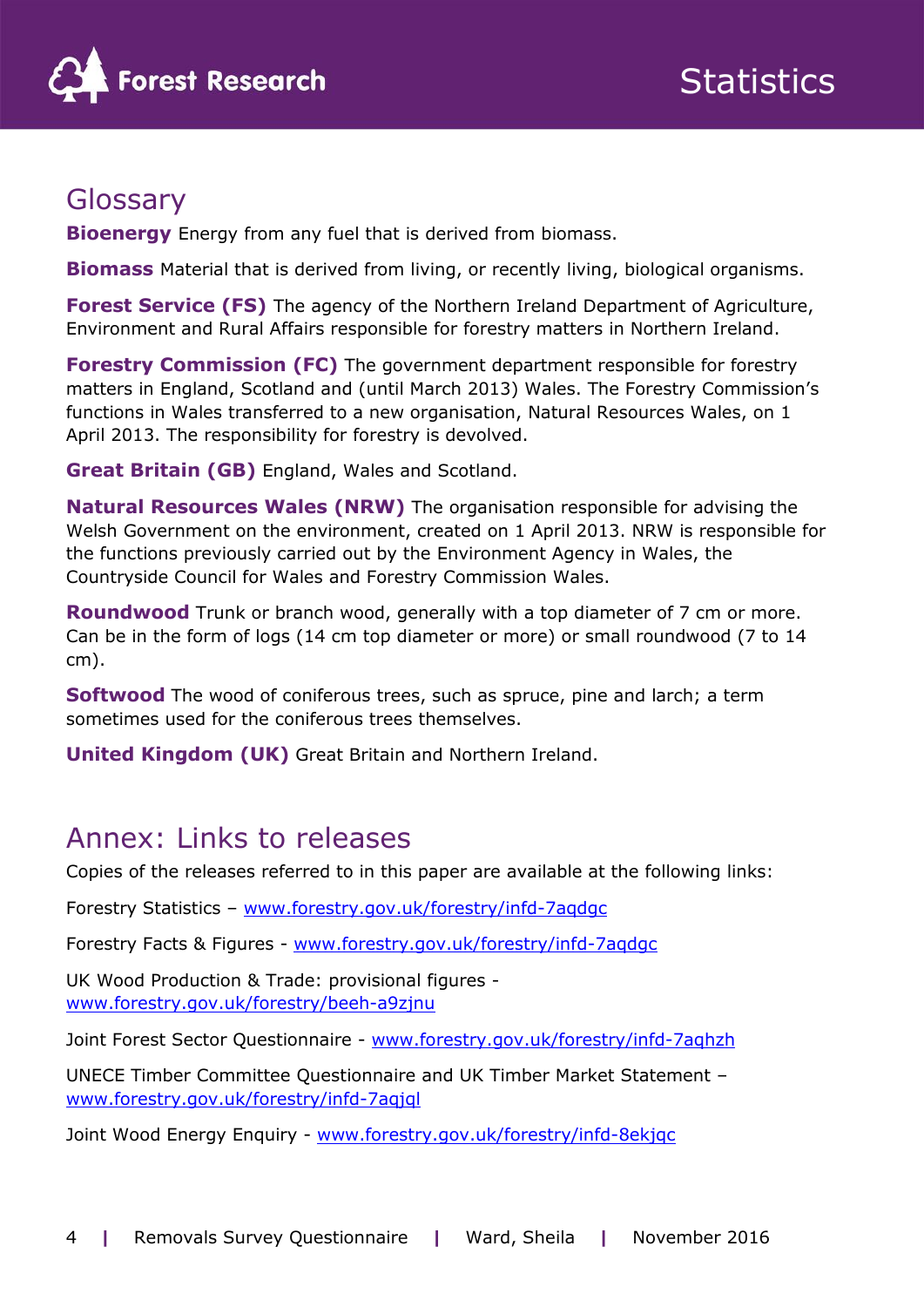## Glossary

**Bioenergy** Energy from any fuel that is derived from biomass.

**Biomass** Material that is derived from living, or recently living, biological organisms.

**Forest Service (FS)** The agency of the Northern Ireland Department of Agriculture, Environment and Rural Affairs responsible for forestry matters in Northern Ireland.

**Forestry Commission (FC)** The government department responsible for forestry matters in England, Scotland and (until March 2013) Wales. The Forestry Commission's functions in Wales transferred to a new organisation, Natural Resources Wales, on 1 April 2013. The responsibility for forestry is devolved.

**Great Britain (GB)** England, Wales and Scotland.

**Natural Resources Wales (NRW)** The organisation responsible for advising the Welsh Government on the environment, created on 1 April 2013. NRW is responsible for the functions previously carried out by the Environment Agency in Wales, the Countryside Council for Wales and Forestry Commission Wales.

**Roundwood** Trunk or branch wood, generally with a top diameter of 7 cm or more. Can be in the form of logs (14 cm top diameter or more) or small roundwood (7 to 14 cm).

**Softwood** The wood of coniferous trees, such as spruce, pine and larch; a term sometimes used for the coniferous trees themselves.

**United Kingdom (UK)** Great Britain and Northern Ireland.

## Annex: Links to releases

Copies of the releases referred to in this paper are available at the following links:

Forestry Statistics – www.forestry.gov.uk/forestry/infd-7aqdgc

Forestry Facts & Figures - www.forestry.gov.uk/forestry/infd-7aqdgc

UK Wood Production & Trade: provisional figures - www.forestry.gov.uk/forestry/beeh-a9zjnu

Joint Forest Sector Questionnaire - www.forestry.gov.uk/forestry/infd-7aqhzh

UNECE Timber Committee Questionnaire and UK Timber Market Statement – www.forestry.gov.uk/forestry/infd-7aqjql

Joint Wood Energy Enquiry - www.forestry.gov.uk/forestry/infd-8ekjqc